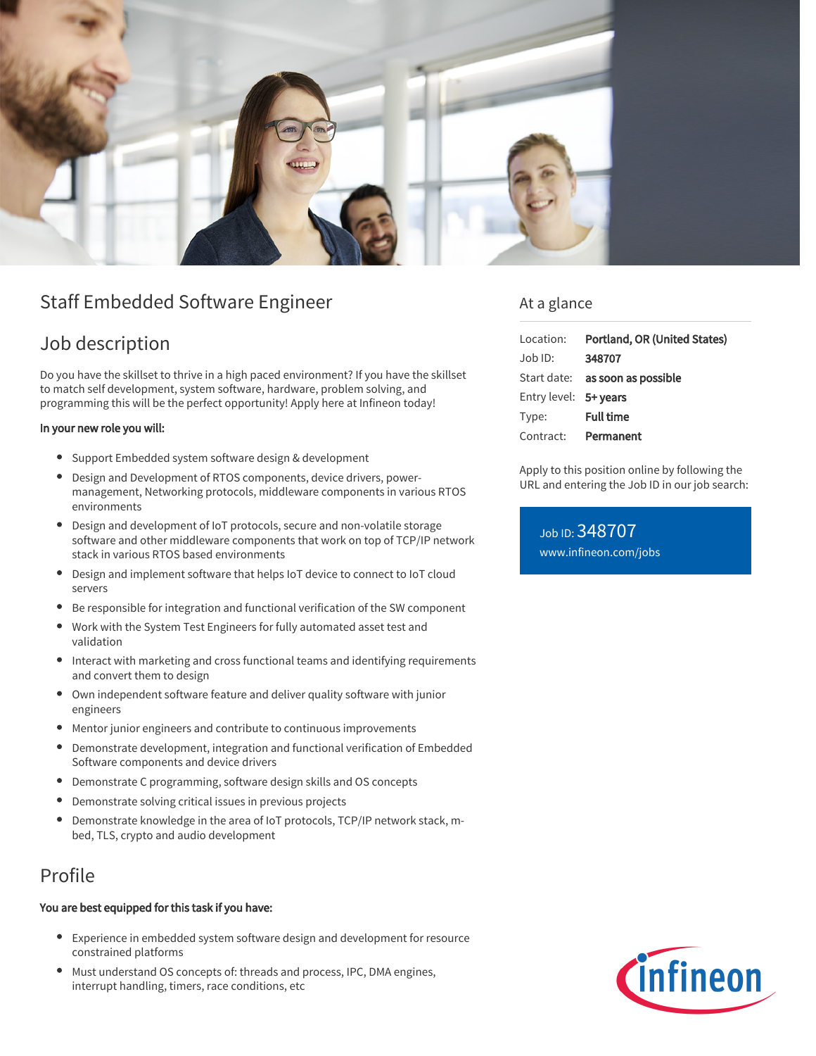# Staff Embedded Software Engineer

## Job description

Do you have the skillset to thrive in a high paced environment? If you have the skillset to match self development, system software, hardware, problem solving, and programming this will be the perfect opportunity! Apply here at Infineon today!

**In your new role you will:**

- Support Embedded system software design & development
- Design and Development of RTOS components, device drivers, power-management, Networking protocols, middleware components in various RTOS environments
- Design and development of IoT protocols, secure and non-volatile storage software and other middleware components that work on top of TCP/IP network stack in various RTOS based environments
- Design and implement software that helps IoT device to connect to IoT cloud servers
- Be responsible for integration and functional verification of the SW component
- Work with the System Test Engineers for fully automated asset test and validation
- Interact with marketing and cross functional teams and identifying requirements and convert them to design
- Own independent software feature and deliver quality software with junior engineers
- Mentor junior engineers and contribute to continuous improvements
- Demonstrate development, integration and functional verification of Embedded Software components and device drivers
- Demonstrate C programming, software design skills and OS concepts
- Demonstrate solving critical issues in previous projects
- Demonstrate knowledge in the area of IoT protocols, TCP/IP network stack, m-bed, TLS, crypto and audio development

## Profile

**You are best equipped for this task if you have:**

- Experience in embedded system software design and development for resource constrained platforms
- Must understand OS concepts of: threads and process, IPC, DMA engines, interrupt handling, timers, race conditions, etc

## At a glance

| | |
|---|---|
| Location: | **Portland, OR (United States)** |
| Job ID: | **348707** |
| Start date: | **as soon as possible** |
| Entry level: | **5+ years** |
| Type: | **Full time** |
| Contract: | **Permanent** |

Apply to this position online by following the URL and entering the Job ID in our job search:

Job ID: 348707
www.infineon.com/jobs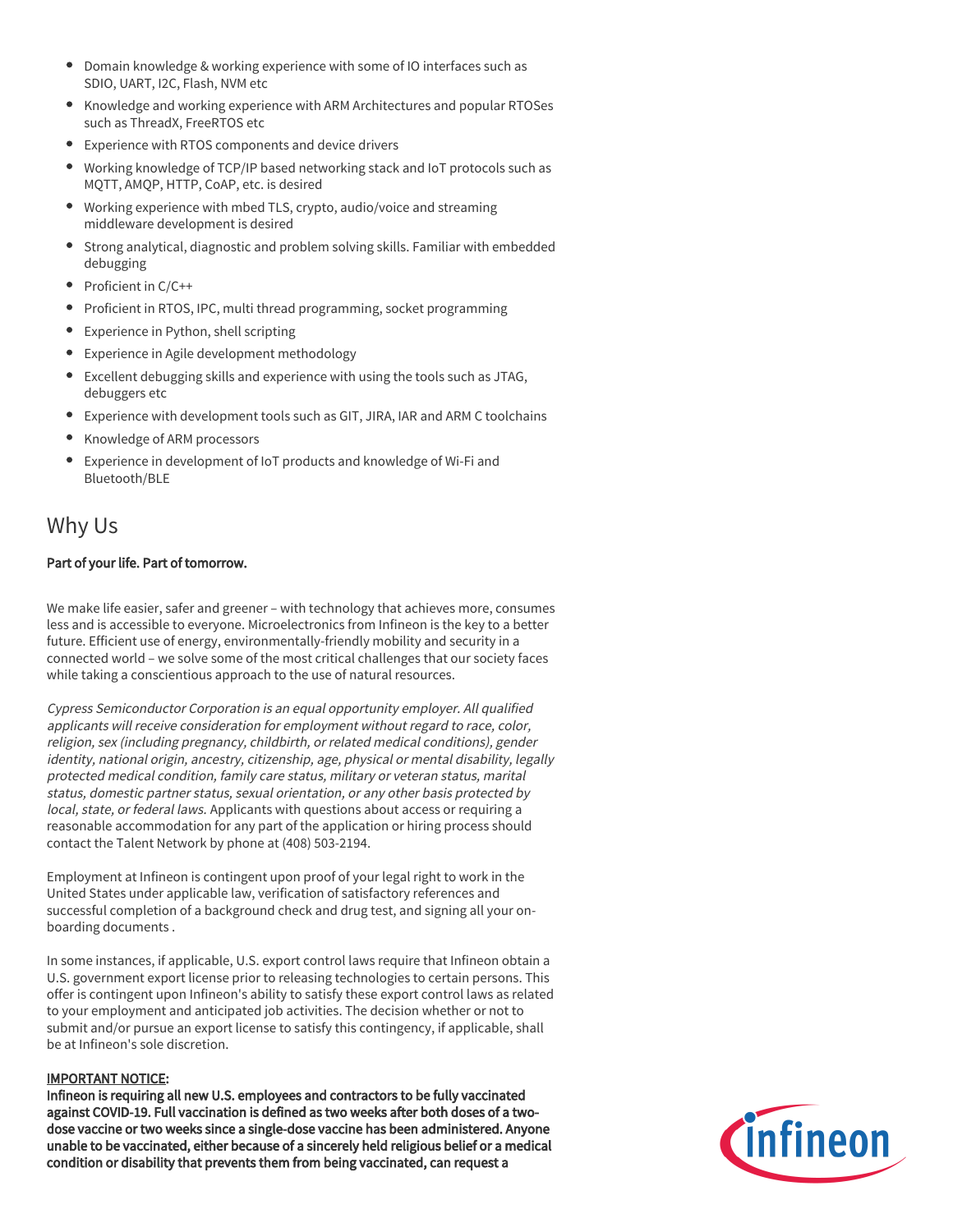- Domain knowledge & working experience with some of IO interfaces such as SDIO, UART, I2C, Flash, NVM etc
- Knowledge and working experience with ARM Architectures and popular RTOSes such as ThreadX, FreeRTOS etc
- Experience with RTOS components and device drivers
- Working knowledge of TCP/IP based networking stack and IoT protocols such as MQTT, AMQP, HTTP, CoAP, etc. is desired
- Working experience with mbed TLS, crypto, audio/voice and streaming middleware development is desired
- Strong analytical, diagnostic and problem solving skills. Familiar with embedded debugging
- Proficient in C/C++
- Proficient in RTOS, IPC, multi thread programming, socket programming
- Experience in Python, shell scripting
- Experience in Agile development methodology
- Excellent debugging skills and experience with using the tools such as JTAG, debuggers etc
- Experience with development tools such as GIT, JIRA, IAR and ARM C toolchains
- Knowledge of ARM processors
- Experience in development of IoT products and knowledge of Wi-Fi and Bluetooth/BLE

## Why Us

**Part of your life. Part of tomorrow.**

We make life easier, safer and greener – with technology that achieves more, consumes less and is accessible to everyone. Microelectronics from Infineon is the key to a better future. Efficient use of energy, environmentally-friendly mobility and security in a connected world – we solve some of the most critical challenges that our society faces while taking a conscientious approach to the use of natural resources.

*Cypress Semiconductor Corporation is an equal opportunity employer. All qualified applicants will receive consideration for employment without regard to race, color, religion, sex (including pregnancy, childbirth, or related medical conditions), gender identity, national origin, ancestry, citizenship, age, physical or mental disability, legally protected medical condition, family care status, military or veteran status, marital status, domestic partner status, sexual orientation, or any other basis protected by local, state, or federal laws.* Applicants with questions about access or requiring a reasonable accommodation for any part of the application or hiring process should contact the Talent Network by phone at (408) 503-2194.

Employment at Infineon is contingent upon proof of your legal right to work in the United States under applicable law, verification of satisfactory references and successful completion of a background check and drug test, and signing all your on-boarding documents .

In some instances, if applicable, U.S. export control laws require that Infineon obtain a U.S. government export license prior to releasing technologies to certain persons. This offer is contingent upon Infineon's ability to satisfy these export control laws as related to your employment and anticipated job activities. The decision whether or not to submit and/or pursue an export license to satisfy this contingency, if applicable, shall be at Infineon's sole discretion.

**IMPORTANT NOTICE:**
**Infineon is requiring all new U.S. employees and contractors to be fully vaccinated against COVID-19. Full vaccination is defined as two weeks after both doses of a two-dose vaccine or two weeks since a single-dose vaccine has been administered. Anyone unable to be vaccinated, either because of a sincerely held religious belief or a medical condition or disability that prevents them from being vaccinated, can request a**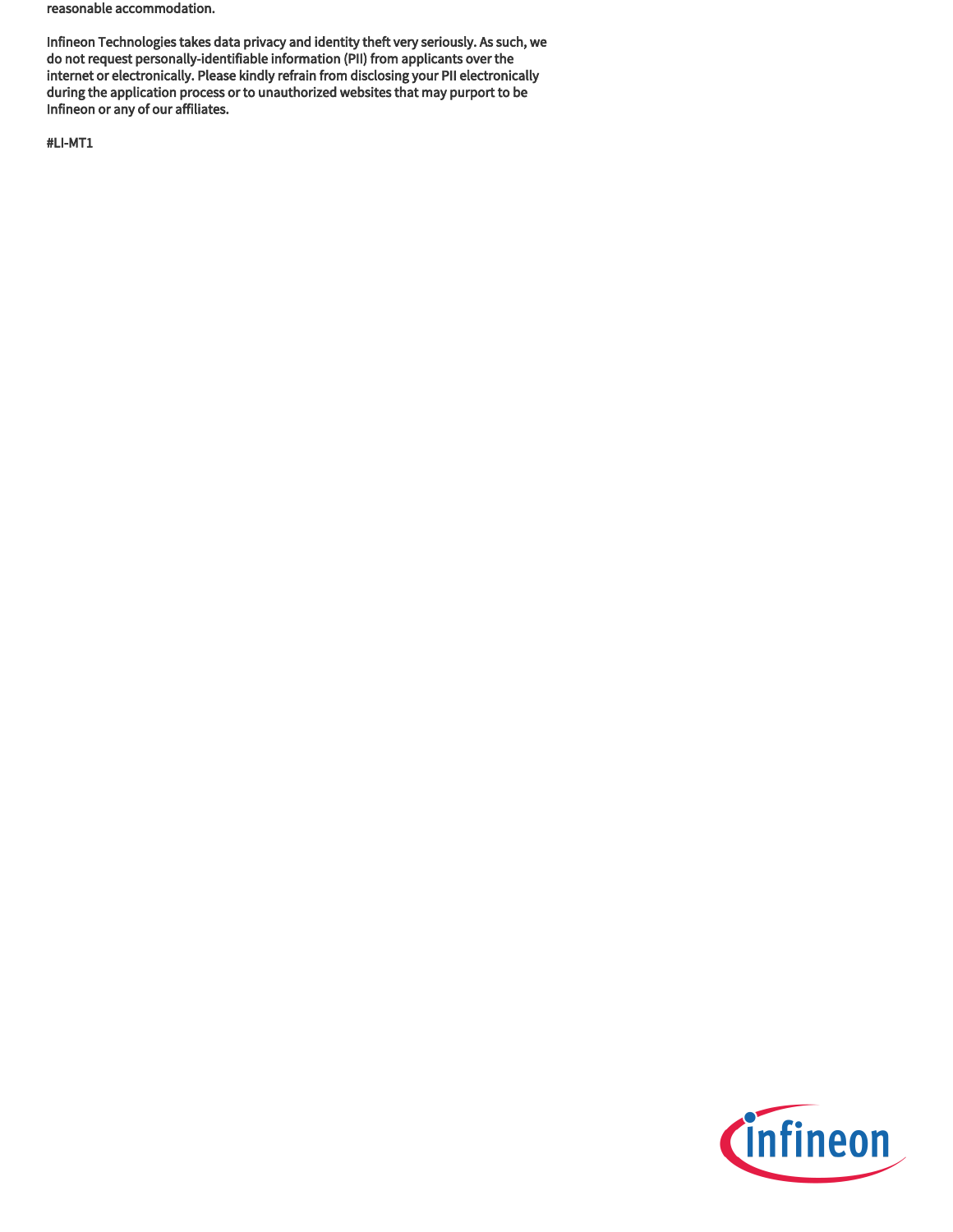reasonable accommodation.

Infineon Technologies takes data privacy and identity theft very seriously. As such, we do not request personally-identifiable information (PII) from applicants over the internet or electronically. Please kindly refrain from disclosing your PII electronically during the application process or to unauthorized websites that may purport to be Infineon or any of our affiliates.

#LI-MT1